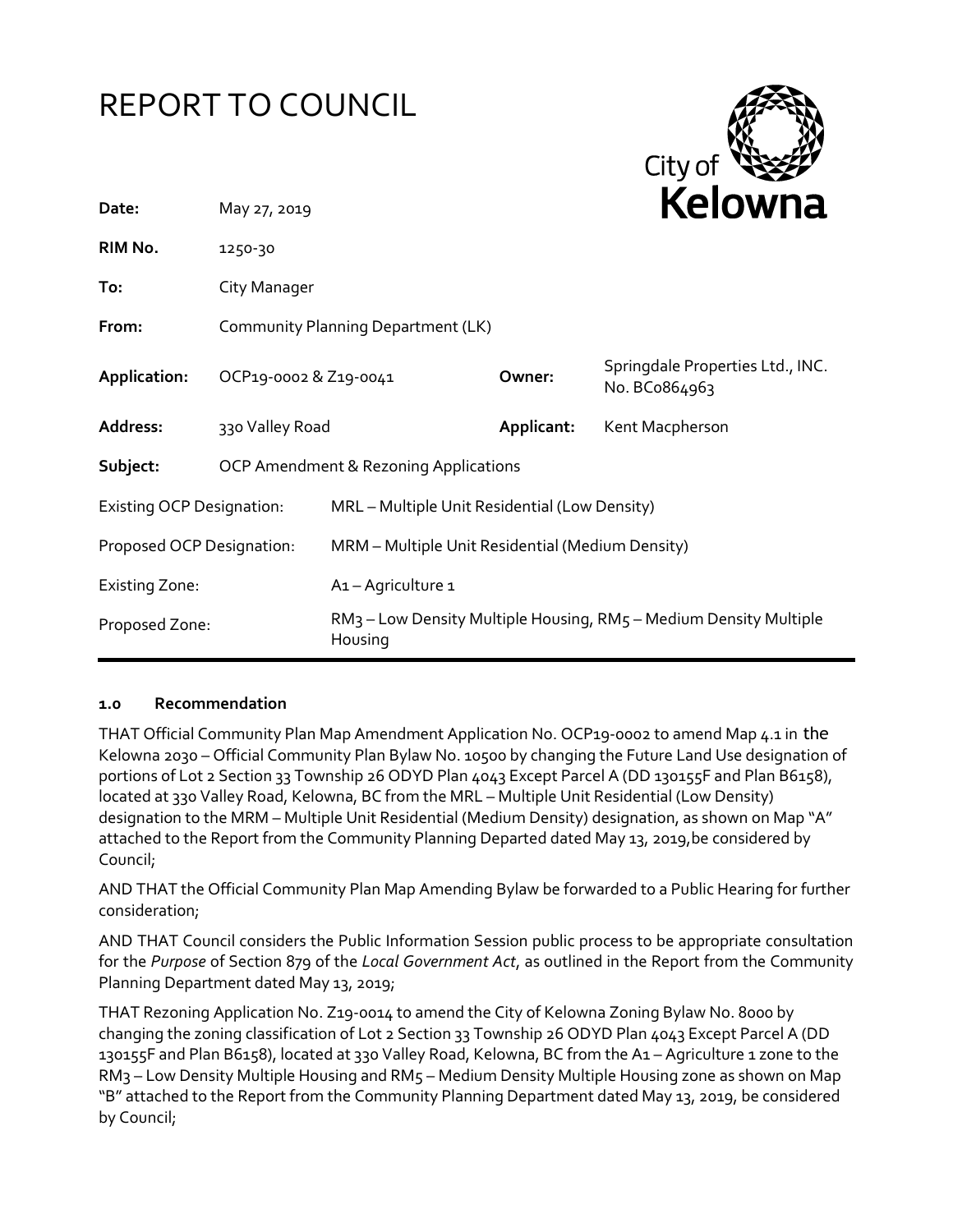# REPORT TO COUNCIL

| | | | |
|---|---|---|---|
| **Date:** | May 27, 2019 | | |
| **RIM No.** | 1250-30 | | |
| **To:** | City Manager | | |
| **From:** | Community Planning Department (LK) | | |
| **Application:** | OCP19-0002 & Z19-0041 | **Owner:** | Springdale Properties Ltd., INC. No. BC0864963 |
| **Address:** | 330 Valley Road | **Applicant:** | Kent Macpherson |
| **Subject:** | OCP Amendment & Rezoning Applications | | |

| | |
|---|---|
| Existing OCP Designation: | MRL – Multiple Unit Residential (Low Density) |
| Proposed OCP Designation: | MRM – Multiple Unit Residential (Medium Density) |
| Existing Zone: | A1 – Agriculture 1 |
| Proposed Zone: | RM3 – Low Density Multiple Housing, RM5 – Medium Density Multiple Housing |

## 1.0 Recommendation

THAT Official Community Plan Map Amendment Application No. OCP19-0002 to amend Map 4.1 in the Kelowna 2030 – Official Community Plan Bylaw No. 10500 by changing the Future Land Use designation of portions of Lot 2 Section 33 Township 26 ODYD Plan 4043 Except Parcel A (DD 130155F and Plan B6158), located at 330 Valley Road, Kelowna, BC from the MRL – Multiple Unit Residential (Low Density) designation to the MRM – Multiple Unit Residential (Medium Density) designation, as shown on Map "A" attached to the Report from the Community Planning Departed dated May 13, 2019,be considered by Council;

AND THAT the Official Community Plan Map Amending Bylaw be forwarded to a Public Hearing for further consideration;

AND THAT Council considers the Public Information Session public process to be appropriate consultation for the *Purpose* of Section 879 of the *Local Government Act*, as outlined in the Report from the Community Planning Department dated May 13, 2019;

THAT Rezoning Application No. Z19-0014 to amend the City of Kelowna Zoning Bylaw No. 8000 by changing the zoning classification of Lot 2 Section 33 Township 26 ODYD Plan 4043 Except Parcel A (DD 130155F and Plan B6158), located at 330 Valley Road, Kelowna, BC from the A1 – Agriculture 1 zone to the RM3 – Low Density Multiple Housing and RM5 – Medium Density Multiple Housing zone as shown on Map "B" attached to the Report from the Community Planning Department dated May 13, 2019, be considered by Council;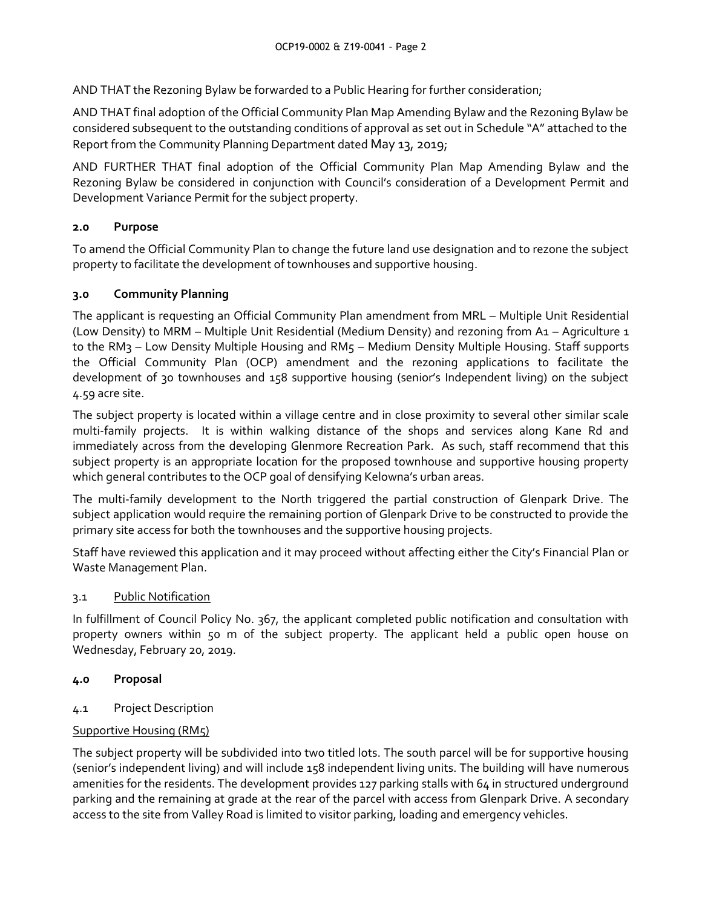AND THAT the Rezoning Bylaw be forwarded to a Public Hearing for further consideration;

AND THAT final adoption of the Official Community Plan Map Amending Bylaw and the Rezoning Bylaw be considered subsequent to the outstanding conditions of approval as set out in Schedule "A" attached to the Report from the Community Planning Department dated May 13, 2019;

AND FURTHER THAT final adoption of the Official Community Plan Map Amending Bylaw and the Rezoning Bylaw be considered in conjunction with Council's consideration of a Development Permit and Development Variance Permit for the subject property.

## 2.0 Purpose

To amend the Official Community Plan to change the future land use designation and to rezone the subject property to facilitate the development of townhouses and supportive housing.

## 3.0 Community Planning

The applicant is requesting an Official Community Plan amendment from MRL – Multiple Unit Residential (Low Density) to MRM – Multiple Unit Residential (Medium Density) and rezoning from A1 – Agriculture 1 to the RM3 – Low Density Multiple Housing and RM5 – Medium Density Multiple Housing. Staff supports the Official Community Plan (OCP) amendment and the rezoning applications to facilitate the development of 30 townhouses and 158 supportive housing (senior's Independent living) on the subject 4.59 acre site.

The subject property is located within a village centre and in close proximity to several other similar scale multi-family projects. It is within walking distance of the shops and services along Kane Rd and immediately across from the developing Glenmore Recreation Park. As such, staff recommend that this subject property is an appropriate location for the proposed townhouse and supportive housing property which general contributes to the OCP goal of densifying Kelowna's urban areas.

The multi-family development to the North triggered the partial construction of Glenpark Drive. The subject application would require the remaining portion of Glenpark Drive to be constructed to provide the primary site access for both the townhouses and the supportive housing projects.

Staff have reviewed this application and it may proceed without affecting either the City's Financial Plan or Waste Management Plan.

### 3.1 Public Notification

In fulfillment of Council Policy No. 367, the applicant completed public notification and consultation with property owners within 50 m of the subject property. The applicant held a public open house on Wednesday, February 20, 2019.

## 4.0 Proposal

### 4.1 Project Description

Supportive Housing (RM5)

The subject property will be subdivided into two titled lots. The south parcel will be for supportive housing (senior's independent living) and will include 158 independent living units. The building will have numerous amenities for the residents. The development provides 127 parking stalls with 64 in structured underground parking and the remaining at grade at the rear of the parcel with access from Glenpark Drive. A secondary access to the site from Valley Road is limited to visitor parking, loading and emergency vehicles.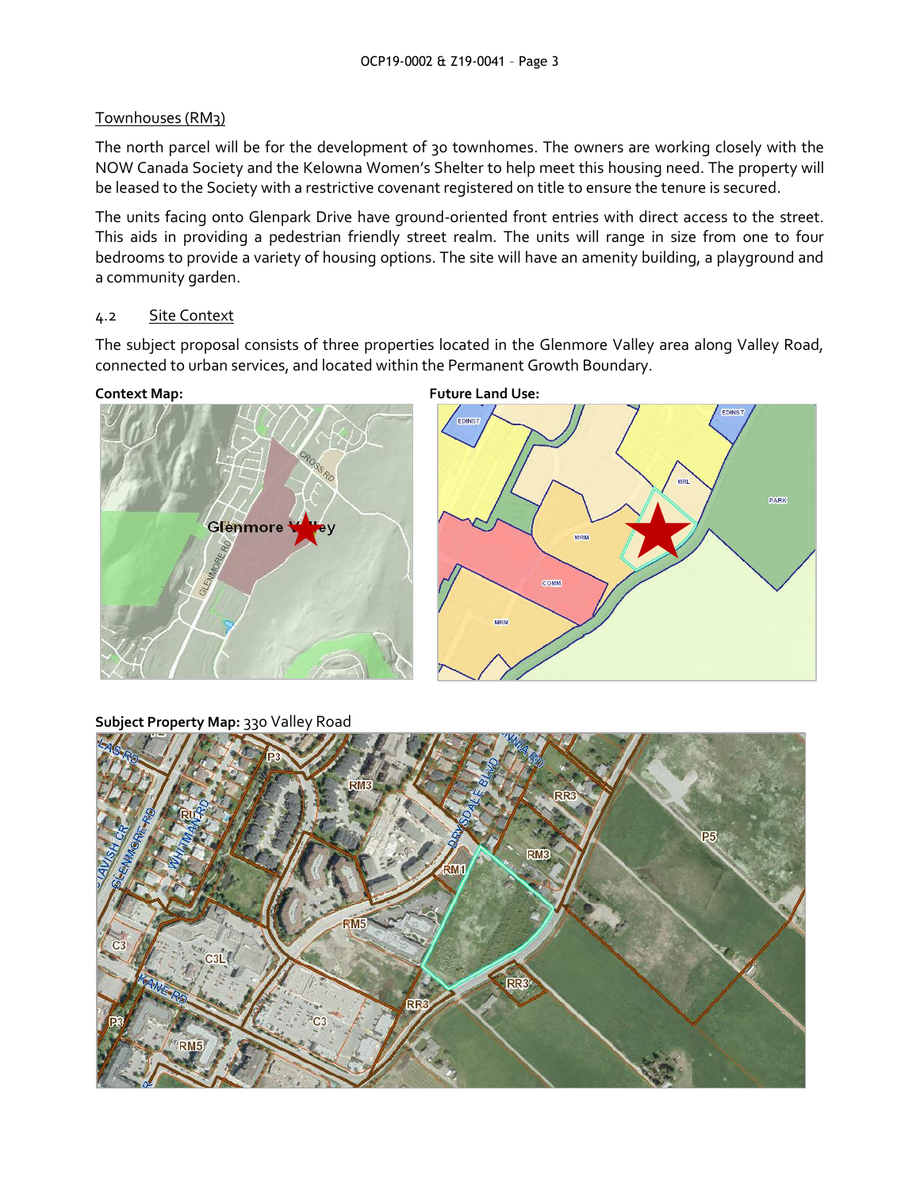### Townhouses (RM3)

The north parcel will be for the development of 30 townhomes. The owners are working closely with the NOW Canada Society and the Kelowna Women's Shelter to help meet this housing need. The property will be leased to the Society with a restrictive covenant registered on title to ensure the tenure is secured.

The units facing onto Glenpark Drive have ground-oriented front entries with direct access to the street. This aids in providing a pedestrian friendly street realm. The units will range in size from one to four bedrooms to provide a variety of housing options. The site will have an amenity building, a playground and a community garden.

### 4.2 Site Context

The subject proposal consists of three properties located in the Glenmore Valley area along Valley Road, connected to urban services, and located within the Permanent Growth Boundary.

**Context Map:**

**Future Land Use:**

**Subject Property Map:** 330 Valley Road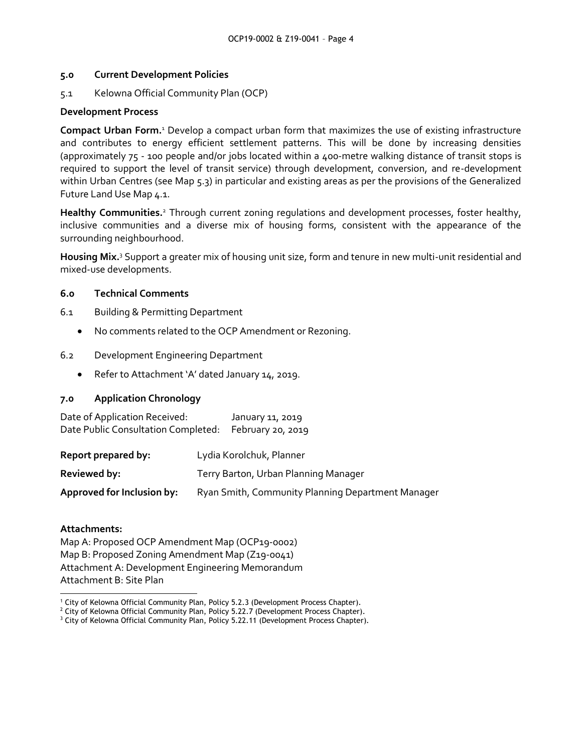## 5.0 Current Development Policies

5.1 Kelowna Official Community Plan (OCP)

### Development Process

**Compact Urban Form.**[1] Develop a compact urban form that maximizes the use of existing infrastructure and contributes to energy efficient settlement patterns. This will be done by increasing densities (approximately 75 - 100 people and/or jobs located within a 400-metre walking distance of transit stops is required to support the level of transit service) through development, conversion, and re-development within Urban Centres (see Map 5.3) in particular and existing areas as per the provisions of the Generalized Future Land Use Map 4.1.

**Healthy Communities.**[2] Through current zoning regulations and development processes, foster healthy, inclusive communities and a diverse mix of housing forms, consistent with the appearance of the surrounding neighbourhood.

**Housing Mix.**[3] Support a greater mix of housing unit size, form and tenure in new multi-unit residential and mixed-use developments.

## 6.0 Technical Comments

6.1 Building & Permitting Department

- No comments related to the OCP Amendment or Rezoning.

6.2 Development Engineering Department

- Refer to Attachment 'A' dated January 14, 2019.

## 7.0 Application Chronology

Date of Application Received: January 11, 2019
Date Public Consultation Completed: February 20, 2019

**Report prepared by:** Lydia Korolchuk, Planner

**Reviewed by:** Terry Barton, Urban Planning Manager

**Approved for Inclusion by:** Ryan Smith, Community Planning Department Manager

**Attachments:**
Map A: Proposed OCP Amendment Map (OCP19-0002)
Map B: Proposed Zoning Amendment Map (Z19-0041)
Attachment A: Development Engineering Memorandum
Attachment B: Site Plan

[1] City of Kelowna Official Community Plan, Policy 5.2.3 (Development Process Chapter).
[2] City of Kelowna Official Community Plan, Policy 5.22.7 (Development Process Chapter).
[3] City of Kelowna Official Community Plan, Policy 5.22.11 (Development Process Chapter).